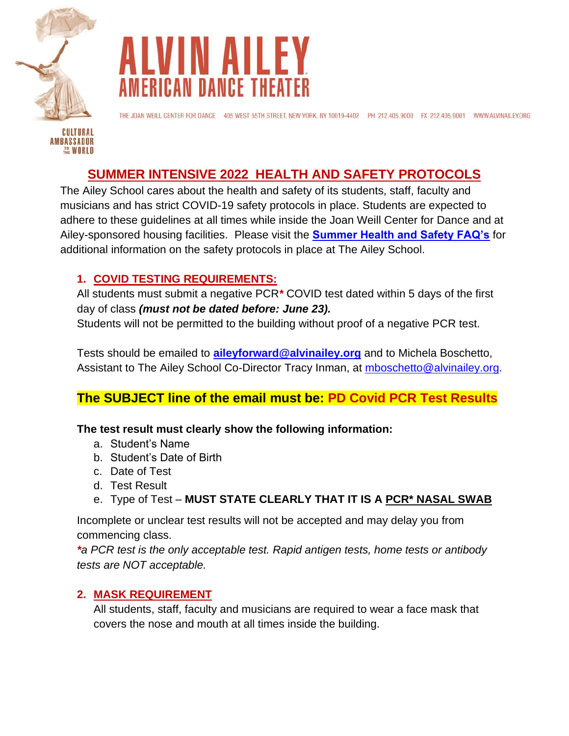# ALVIN AILEY
## AMERICAN DANCE THEATER

THE JOAN WEILL CENTER FOR DANCE 405 WEST 55TH STREET, NEW YORK, NY 10019-4402 PH 212.405.9000 FX 212.405.9001 WWW.ALVINAILEY.ORG

CULTURAL AMBASSADOR TO THE WORLD

## SUMMER INTENSIVE 2022 HEALTH AND SAFETY PROTOCOLS

The Ailey School cares about the health and safety of its students, staff, faculty and musicians and has strict COVID-19 safety protocols in place. Students are expected to adhere to these guidelines at all times while inside the Joan Weill Center for Dance and at Ailey-sponsored housing facilities. Please visit the **Summer Health and Safety FAQ's** for additional information on the safety protocols in place at The Ailey School.

### 1. COVID TESTING REQUIREMENTS:

All students must submit a negative PCR* COVID test dated within 5 days of the first day of class ***(must not be dated before: June 23).***
Students will not be permitted to the building without proof of a negative PCR test.

Tests should be emailed to **aileyforward@alvinailey.org** and to Michela Boschetto, Assistant to The Ailey School Co-Director Tracy Inman, at mboschetto@alvinailey.org.

**The SUBJECT line of the email must be: PD Covid PCR Test Results**

**The test result must clearly show the following information:**

a. Student's Name
b. Student's Date of Birth
c. Date of Test
d. Test Result
e. Type of Test – **MUST STATE CLEARLY THAT IT IS A PCR* NASAL SWAB**

Incomplete or unclear test results will not be accepted and may delay you from commencing class.
**\****a PCR test is the only acceptable test. Rapid antigen tests, home tests or antibody tests are NOT acceptable.*

### 2. MASK REQUIREMENT

All students, staff, faculty and musicians are required to wear a face mask that covers the nose and mouth at all times inside the building.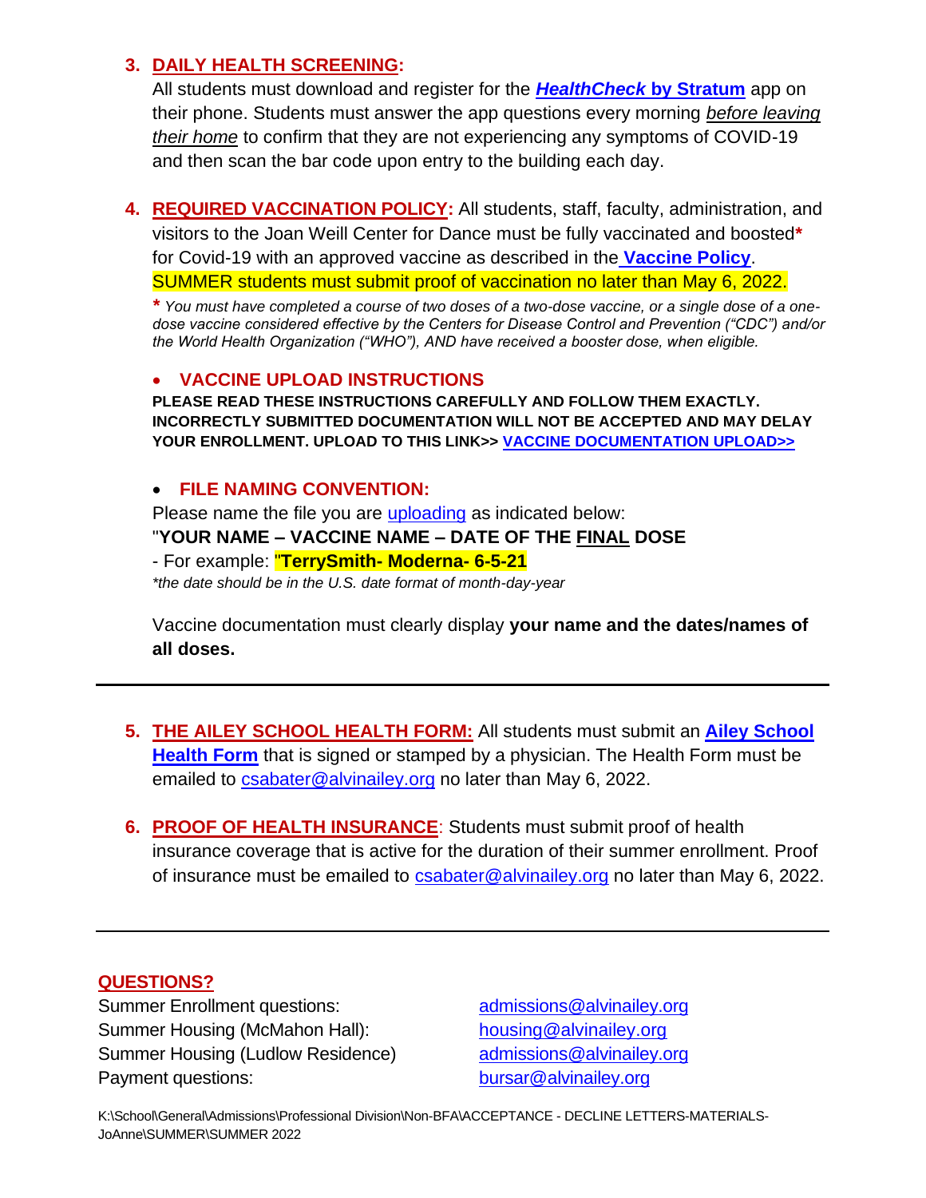3. **DAILY HEALTH SCREENING:**
   All students must download and register for the ***HealthCheck* by Stratum** app on their phone. Students must answer the app questions every morning *before leaving their home* to confirm that they are not experiencing any symptoms of COVID-19 and then scan the bar code upon entry to the building each day.

4. **REQUIRED VACCINATION POLICY:** All students, staff, faculty, administration, and visitors to the Joan Weill Center for Dance must be fully vaccinated and boosted* for Covid-19 with an approved vaccine as described in the **Vaccine Policy**.
   SUMMER students must submit proof of vaccination no later than May 6, 2022.

   * *You must have completed a course of two doses of a two-dose vaccine, or a single dose of a one-dose vaccine considered effective by the Centers for Disease Control and Prevention ("CDC") and/or the World Health Organization ("WHO"), AND have received a booster dose, when eligible.*

   - **VACCINE UPLOAD INSTRUCTIONS**

   **PLEASE READ THESE INSTRUCTIONS CAREFULLY AND FOLLOW THEM EXACTLY. INCORRECTLY SUBMITTED DOCUMENTATION WILL NOT BE ACCEPTED AND MAY DELAY YOUR ENROLLMENT. UPLOAD TO THIS LINK>> VACCINE DOCUMENTATION UPLOAD>>**

   - **FILE NAMING CONVENTION:**

   Please name the file you are uploading as indicated below:
   "**YOUR NAME – VACCINE NAME – DATE OF THE FINAL DOSE**
   - For example: "**TerrySmith- Moderna- 6-5-21**
   *\*the date should be in the U.S. date format of month-day-year*

   Vaccine documentation must clearly display **your name and the dates/names of all doses.**

---

5. **THE AILEY SCHOOL HEALTH FORM:** All students must submit an **Ailey School Health Form** that is signed or stamped by a physician. The Health Form must be emailed to csabater@alvinailey.org no later than May 6, 2022.

6. **PROOF OF HEALTH INSURANCE**: Students must submit proof of health insurance coverage that is active for the duration of their summer enrollment. Proof of insurance must be emailed to csabater@alvinailey.org no later than May 6, 2022.

---

**QUESTIONS?**

| | |
|---|---|
| Summer Enrollment questions: | admissions@alvinailey.org |
| Summer Housing (McMahon Hall): | housing@alvinailey.org |
| Summer Housing (Ludlow Residence) | admissions@alvinailey.org |
| Payment questions: | bursar@alvinailey.org |

K:\School\General\Admissions\Professional Division\Non-BFA\ACCEPTANCE - DECLINE LETTERS-MATERIALS-JoAnne\SUMMER\SUMMER 2022